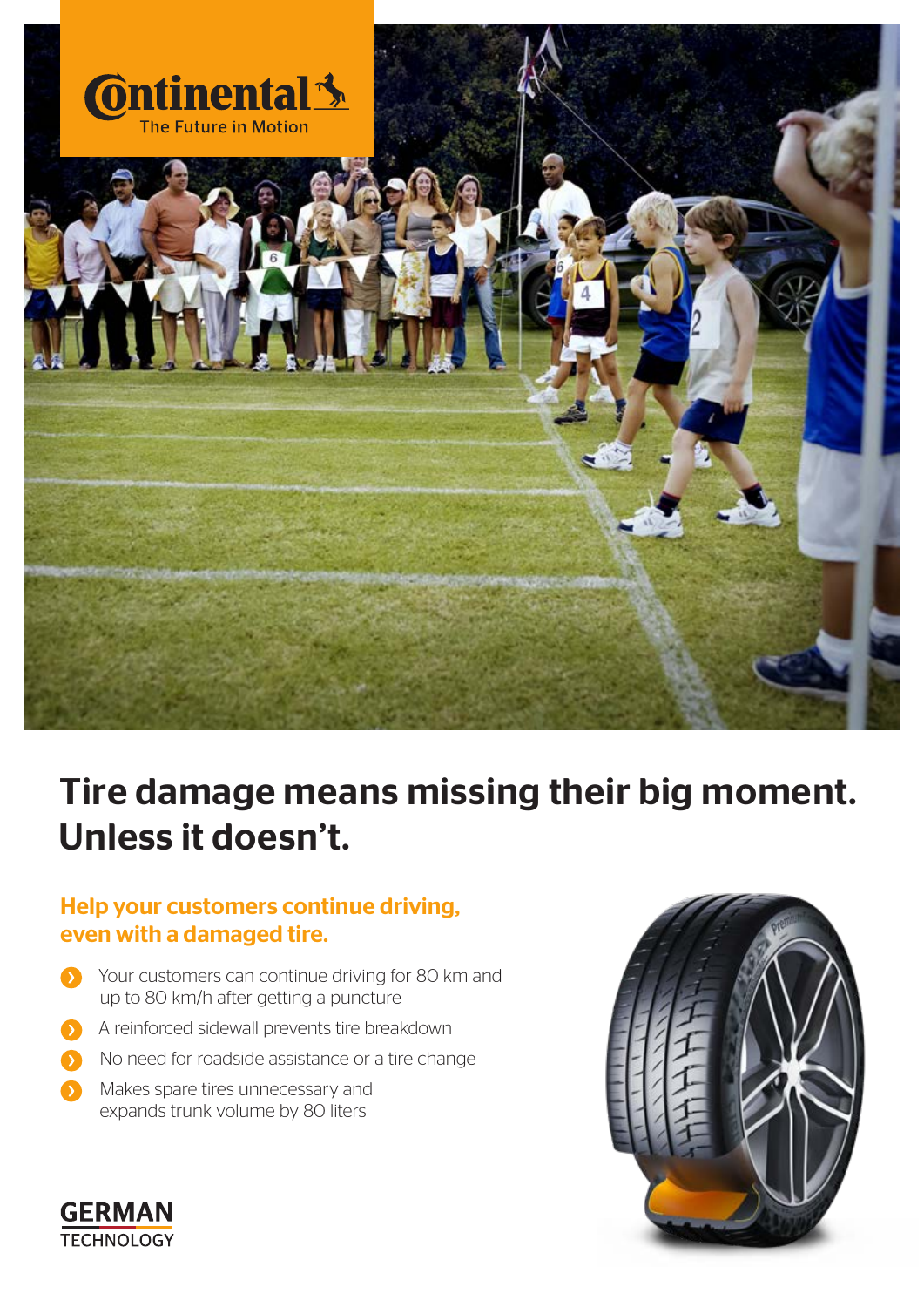Continental The Future in Motion

# Tire damage means missing their big moment. Unless it doesn't.

## Help your customers continue driving, even with a damaged tire.

- Your customers can continue driving for 80 km and up to 80 km/h after getting a puncture
- A reinforced sidewall prevents tire breakdown
- No need for roadside assistance or a tire change
- Makes spare tires unnecessary and expands trunk volume by 80 liters

GERMAN TECHNOLOGY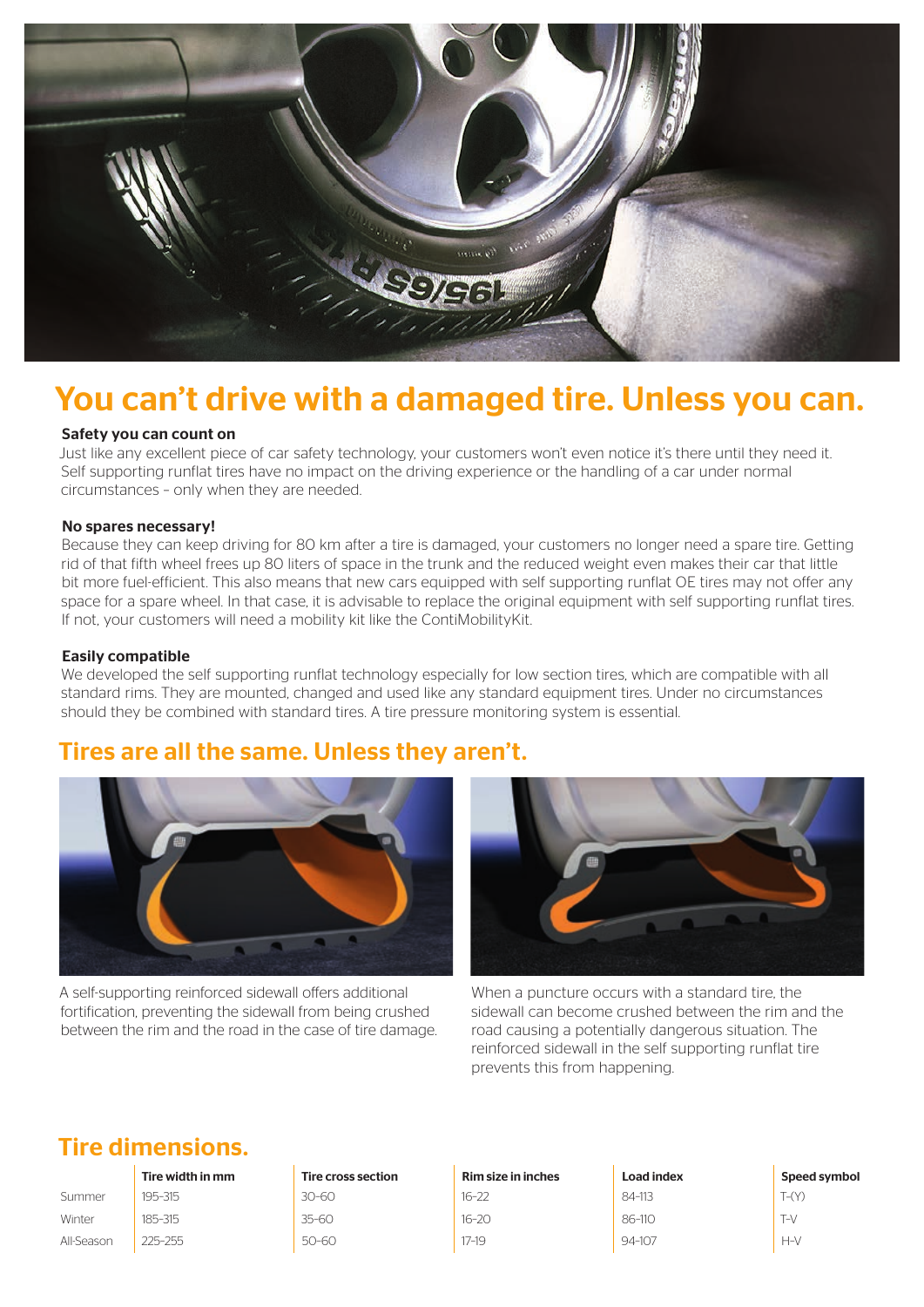# You can't drive with a damaged tire. Unless you can.

**Safety you can count on**

Just like any excellent piece of car safety technology, your customers won't even notice it's there until they need it. Self supporting runflat tires have no impact on the driving experience or the handling of a car under normal circumstances – only when they are needed.

**No spares necessary!**

Because they can keep driving for 80 km after a tire is damaged, your customers no longer need a spare tire. Getting rid of that fifth wheel frees up 80 liters of space in the trunk and the reduced weight even makes their car that little bit more fuel-efficient. This also means that new cars equipped with self supporting runflat OE tires may not offer any space for a spare wheel. In that case, it is advisable to replace the original equipment with self supporting runflat tires. If not, your customers will need a mobility kit like the ContiMobilityKit.

**Easily compatible**

We developed the self supporting runflat technology especially for low section tires, which are compatible with all standard rims. They are mounted, changed and used like any standard equipment tires. Under no circumstances should they be combined with standard tires. A tire pressure monitoring system is essential.

## Tires are all the same. Unless they aren't.

A self-supporting reinforced sidewall offers additional fortification, preventing the sidewall from being crushed between the rim and the road in the case of tire damage.

When a puncture occurs with a standard tire, the sidewall can become crushed between the rim and the road causing a potentially dangerous situation. The reinforced sidewall in the self supporting runflat tire prevents this from happening.

## Tire dimensions.

| | Tire width in mm | Tire cross section | Rim size in inches | Load index | Speed symbol |
|---|---|---|---|---|---|
| Summer | 195–315 | 30–60 | 16–22 | 84–113 | T–(Y) |
| Winter | 185–315 | 35–60 | 16–20 | 86–110 | T–V |
| All-Season | 225–255 | 50–60 | 17–19 | 94–107 | H–V |